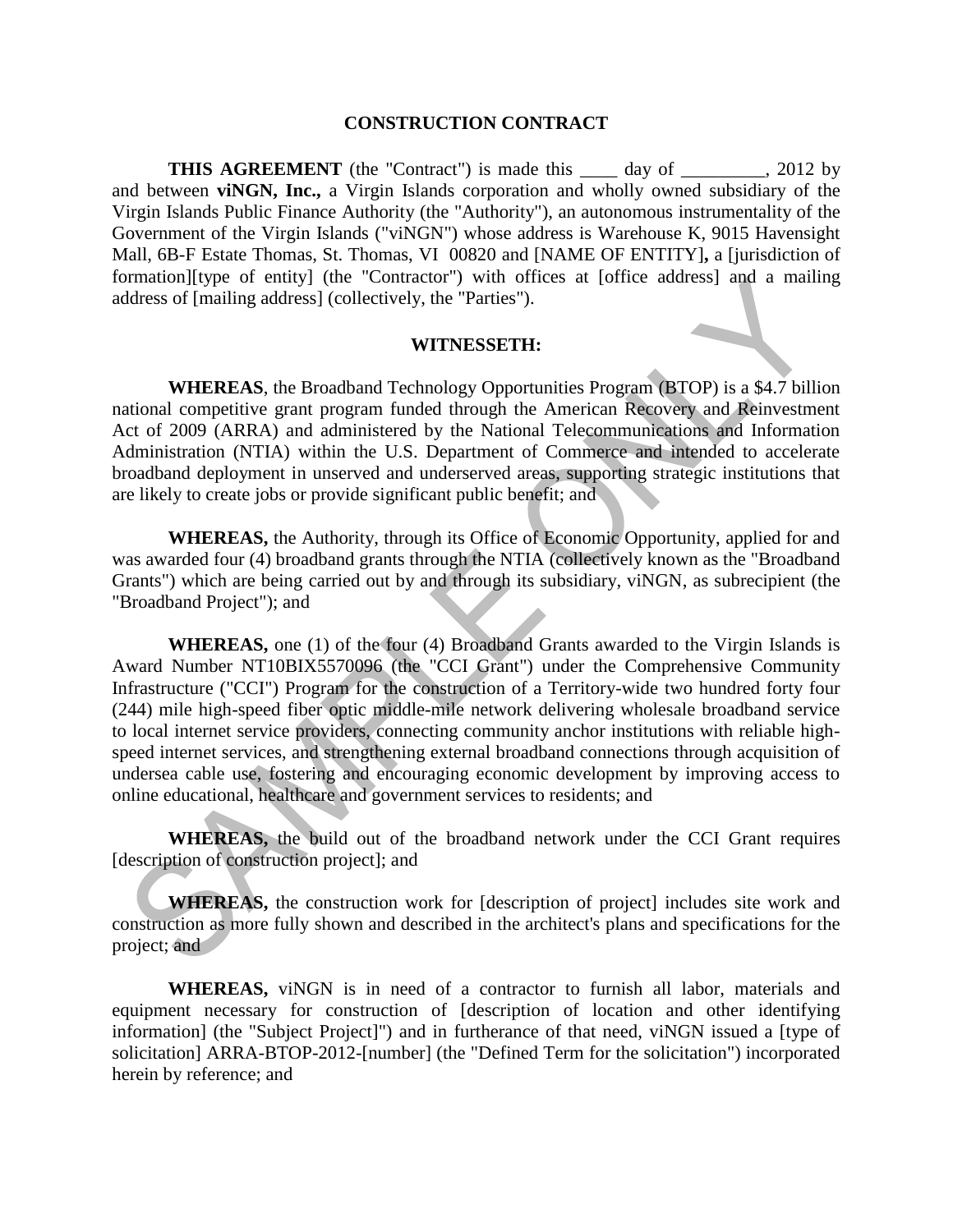# CONSTRUCTION CONTRACT

**THIS AGREEMENT** (the "Contract") is made this ____ day of _________, 2012 by and between **viNGN, Inc.,** a Virgin Islands corporation and wholly owned subsidiary of the Virgin Islands Public Finance Authority (the "Authority"), an autonomous instrumentality of the Government of the Virgin Islands ("viNGN") whose address is Warehouse K, 9015 Havensight Mall, 6B-F Estate Thomas, St. Thomas, VI 00820 and [NAME OF ENTITY]**,** a [jurisdiction of formation][type of entity] (the "Contractor") with offices at [office address] and a mailing address of [mailing address] (collectively, the "Parties").

## WITNESSETH:

**WHEREAS**, the Broadband Technology Opportunities Program (BTOP) is a $4.7 billion national competitive grant program funded through the American Recovery and Reinvestment Act of 2009 (ARRA) and administered by the National Telecommunications and Information Administration (NTIA) within the U.S. Department of Commerce and intended to accelerate broadband deployment in unserved and underserved areas, supporting strategic institutions that are likely to create jobs or provide significant public benefit; and

**WHEREAS,** the Authority, through its Office of Economic Opportunity, applied for and was awarded four (4) broadband grants through the NTIA (collectively known as the "Broadband Grants") which are being carried out by and through its subsidiary, viNGN, as subrecipient (the "Broadband Project"); and

**WHEREAS,** one (1) of the four (4) Broadband Grants awarded to the Virgin Islands is Award Number NT10BIX5570096 (the "CCI Grant") under the Comprehensive Community Infrastructure ("CCI") Program for the construction of a Territory-wide two hundred forty four (244) mile high-speed fiber optic middle-mile network delivering wholesale broadband service to local internet service providers, connecting community anchor institutions with reliable high-speed internet services, and strengthening external broadband connections through acquisition of undersea cable use, fostering and encouraging economic development by improving access to online educational, healthcare and government services to residents; and

**WHEREAS,** the build out of the broadband network under the CCI Grant requires [description of construction project]; and

**WHEREAS,** the construction work for [description of project] includes site work and construction as more fully shown and described in the architect's plans and specifications for the project; and

**WHEREAS,** viNGN is in need of a contractor to furnish all labor, materials and equipment necessary for construction of [description of location and other identifying information] (the "Subject Project]") and in furtherance of that need, viNGN issued a [type of solicitation] ARRA-BTOP-2012-[number] (the "Defined Term for the solicitation") incorporated herein by reference; and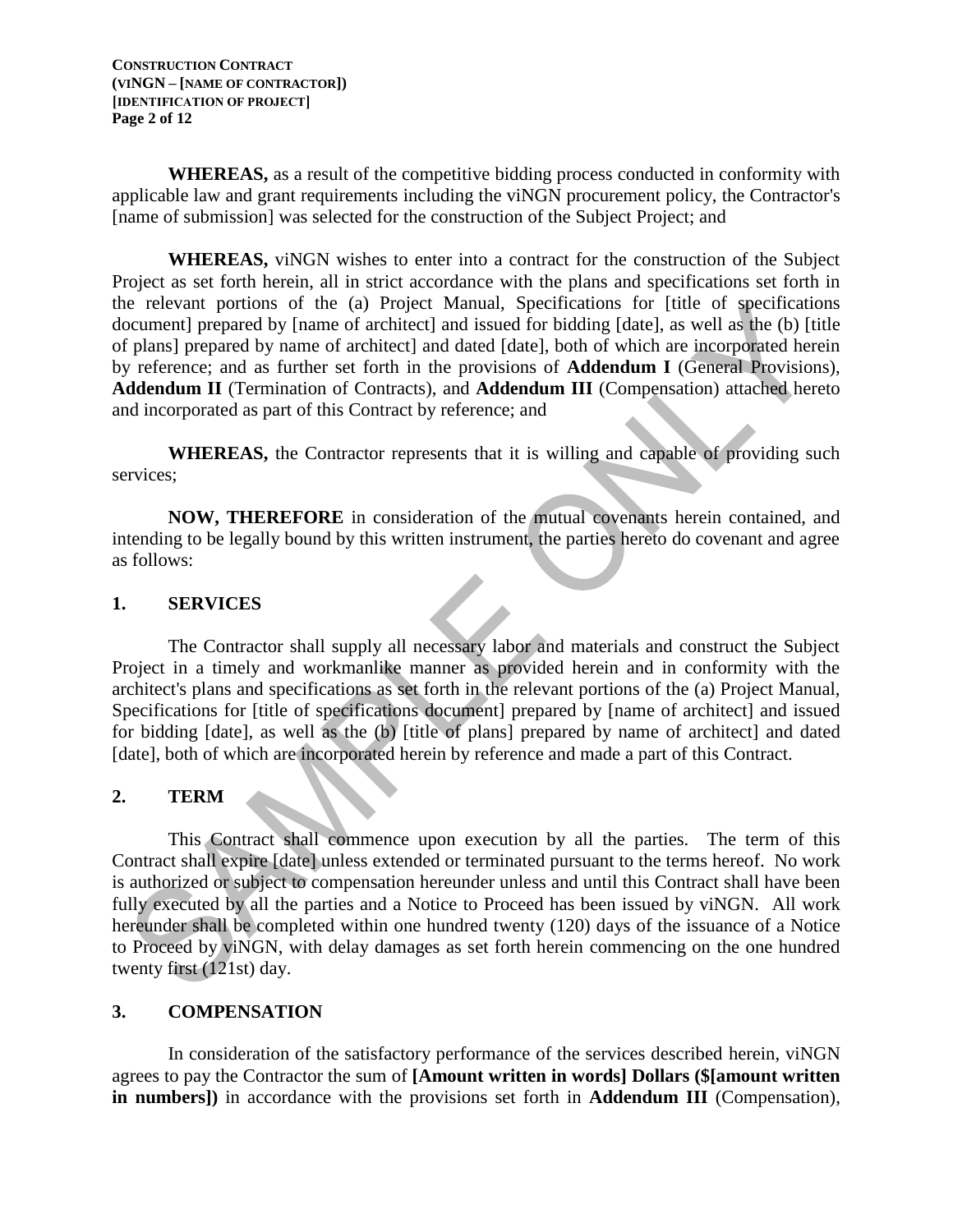**WHEREAS,** as a result of the competitive bidding process conducted in conformity with applicable law and grant requirements including the viNGN procurement policy, the Contractor's [name of submission] was selected for the construction of the Subject Project; and

**WHEREAS,** viNGN wishes to enter into a contract for the construction of the Subject Project as set forth herein, all in strict accordance with the plans and specifications set forth in the relevant portions of the (a) Project Manual, Specifications for [title of specifications document] prepared by [name of architect] and issued for bidding [date], as well as the (b) [title of plans] prepared by name of architect] and dated [date], both of which are incorporated herein by reference; and as further set forth in the provisions of **Addendum I** (General Provisions), **Addendum II** (Termination of Contracts), and **Addendum III** (Compensation) attached hereto and incorporated as part of this Contract by reference; and

**WHEREAS,** the Contractor represents that it is willing and capable of providing such services;

**NOW, THEREFORE** in consideration of the mutual covenants herein contained, and intending to be legally bound by this written instrument, the parties hereto do covenant and agree as follows:

## 1. SERVICES

The Contractor shall supply all necessary labor and materials and construct the Subject Project in a timely and workmanlike manner as provided herein and in conformity with the architect's plans and specifications as set forth in the relevant portions of the (a) Project Manual, Specifications for [title of specifications document] prepared by [name of architect] and issued for bidding [date], as well as the (b) [title of plans] prepared by name of architect] and dated [date], both of which are incorporated herein by reference and made a part of this Contract.

## 2. TERM

This Contract shall commence upon execution by all the parties. The term of this Contract shall expire [date] unless extended or terminated pursuant to the terms hereof. No work is authorized or subject to compensation hereunder unless and until this Contract shall have been fully executed by all the parties and a Notice to Proceed has been issued by viNGN. All work hereunder shall be completed within one hundred twenty (120) days of the issuance of a Notice to Proceed by viNGN, with delay damages as set forth herein commencing on the one hundred twenty first (121st) day.

## 3. COMPENSATION

In consideration of the satisfactory performance of the services described herein, viNGN agrees to pay the Contractor the sum of **[Amount written in words] Dollars ($[amount written in numbers])** in accordance with the provisions set forth in **Addendum III** (Compensation),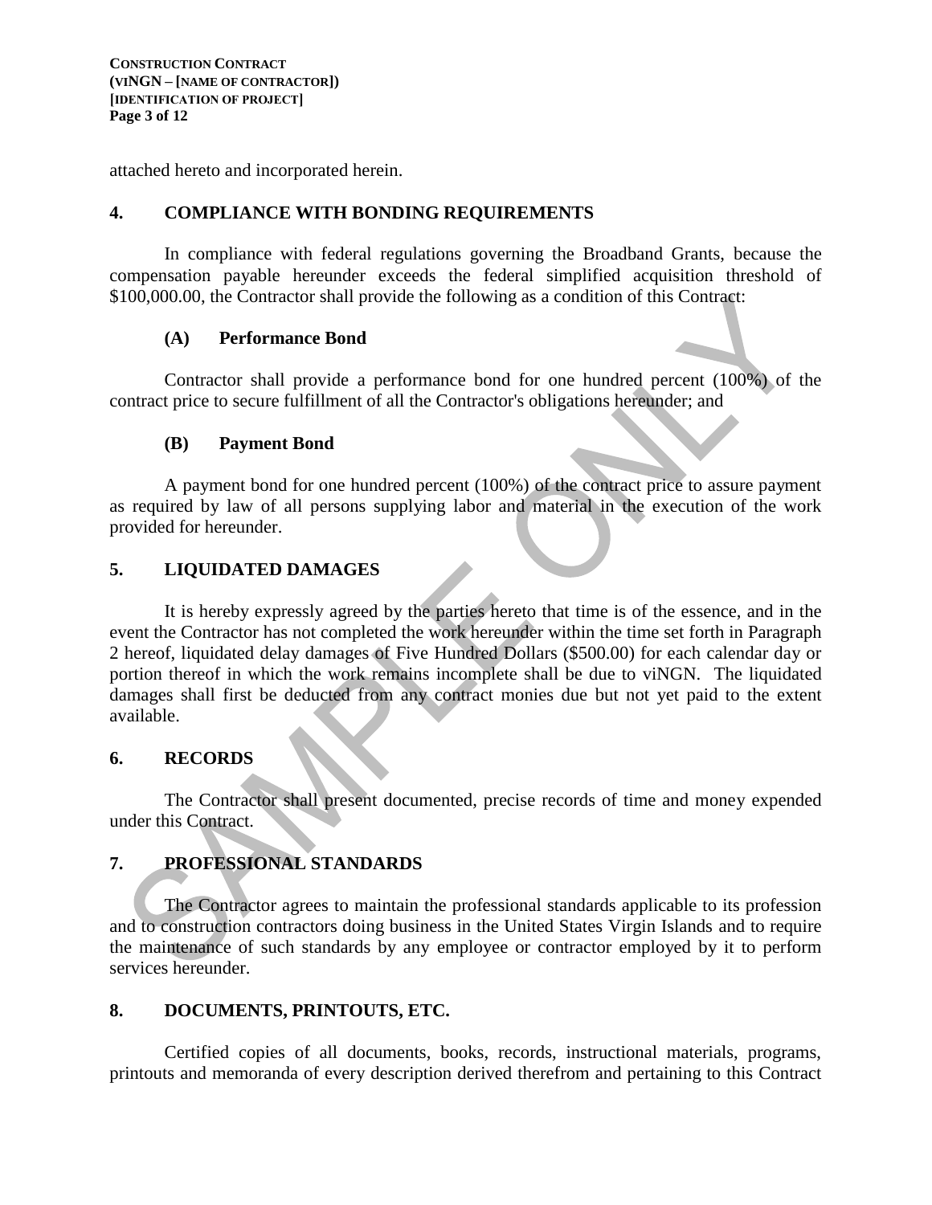attached hereto and incorporated herein.

## 4. COMPLIANCE WITH BONDING REQUIREMENTS

In compliance with federal regulations governing the Broadband Grants, because the compensation payable hereunder exceeds the federal simplified acquisition threshold of $100,000.00, the Contractor shall provide the following as a condition of this Contract:

### (A) Performance Bond

Contractor shall provide a performance bond for one hundred percent (100%) of the contract price to secure fulfillment of all the Contractor's obligations hereunder; and

### (B) Payment Bond

A payment bond for one hundred percent (100%) of the contract price to assure payment as required by law of all persons supplying labor and material in the execution of the work provided for hereunder.

## 5. LIQUIDATED DAMAGES

It is hereby expressly agreed by the parties hereto that time is of the essence, and in the event the Contractor has not completed the work hereunder within the time set forth in Paragraph 2 hereof, liquidated delay damages of Five Hundred Dollars ($500.00) for each calendar day or portion thereof in which the work remains incomplete shall be due to viNGN. The liquidated damages shall first be deducted from any contract monies due but not yet paid to the extent available.

## 6. RECORDS

The Contractor shall present documented, precise records of time and money expended under this Contract.

## 7. PROFESSIONAL STANDARDS

The Contractor agrees to maintain the professional standards applicable to its profession and to construction contractors doing business in the United States Virgin Islands and to require the maintenance of such standards by any employee or contractor employed by it to perform services hereunder.

## 8. DOCUMENTS, PRINTOUTS, ETC.

Certified copies of all documents, books, records, instructional materials, programs, printouts and memoranda of every description derived therefrom and pertaining to this Contract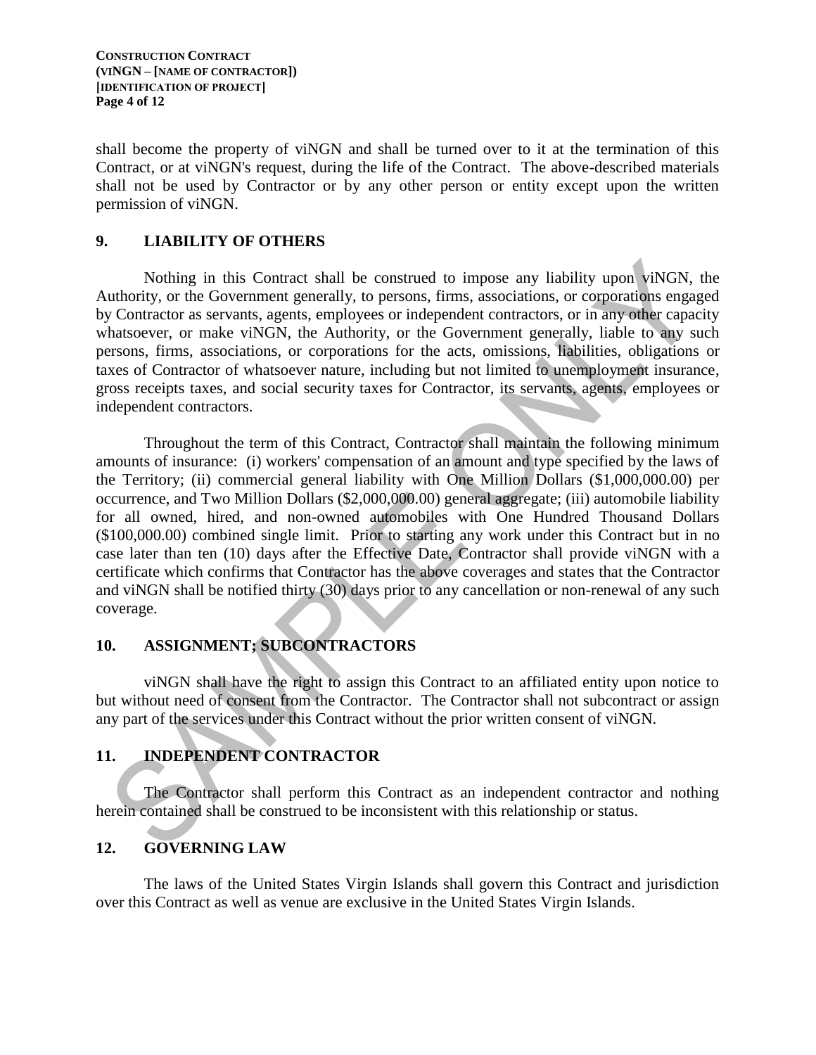shall become the property of viNGN and shall be turned over to it at the termination of this Contract, or at viNGN's request, during the life of the Contract. The above-described materials shall not be used by Contractor or by any other person or entity except upon the written permission of viNGN.

## 9. LIABILITY OF OTHERS

Nothing in this Contract shall be construed to impose any liability upon viNGN, the Authority, or the Government generally, to persons, firms, associations, or corporations engaged by Contractor as servants, agents, employees or independent contractors, or in any other capacity whatsoever, or make viNGN, the Authority, or the Government generally, liable to any such persons, firms, associations, or corporations for the acts, omissions, liabilities, obligations or taxes of Contractor of whatsoever nature, including but not limited to unemployment insurance, gross receipts taxes, and social security taxes for Contractor, its servants, agents, employees or independent contractors.

Throughout the term of this Contract, Contractor shall maintain the following minimum amounts of insurance: (i) workers' compensation of an amount and type specified by the laws of the Territory; (ii) commercial general liability with One Million Dollars ($1,000,000.00) per occurrence, and Two Million Dollars ($2,000,000.00) general aggregate; (iii) automobile liability for all owned, hired, and non-owned automobiles with One Hundred Thousand Dollars ($100,000.00) combined single limit. Prior to starting any work under this Contract but in no case later than ten (10) days after the Effective Date, Contractor shall provide viNGN with a certificate which confirms that Contractor has the above coverages and states that the Contractor and viNGN shall be notified thirty (30) days prior to any cancellation or non-renewal of any such coverage.

## 10. ASSIGNMENT; SUBCONTRACTORS

viNGN shall have the right to assign this Contract to an affiliated entity upon notice to but without need of consent from the Contractor. The Contractor shall not subcontract or assign any part of the services under this Contract without the prior written consent of viNGN.

## 11. INDEPENDENT CONTRACTOR

The Contractor shall perform this Contract as an independent contractor and nothing herein contained shall be construed to be inconsistent with this relationship or status.

## 12. GOVERNING LAW

The laws of the United States Virgin Islands shall govern this Contract and jurisdiction over this Contract as well as venue are exclusive in the United States Virgin Islands.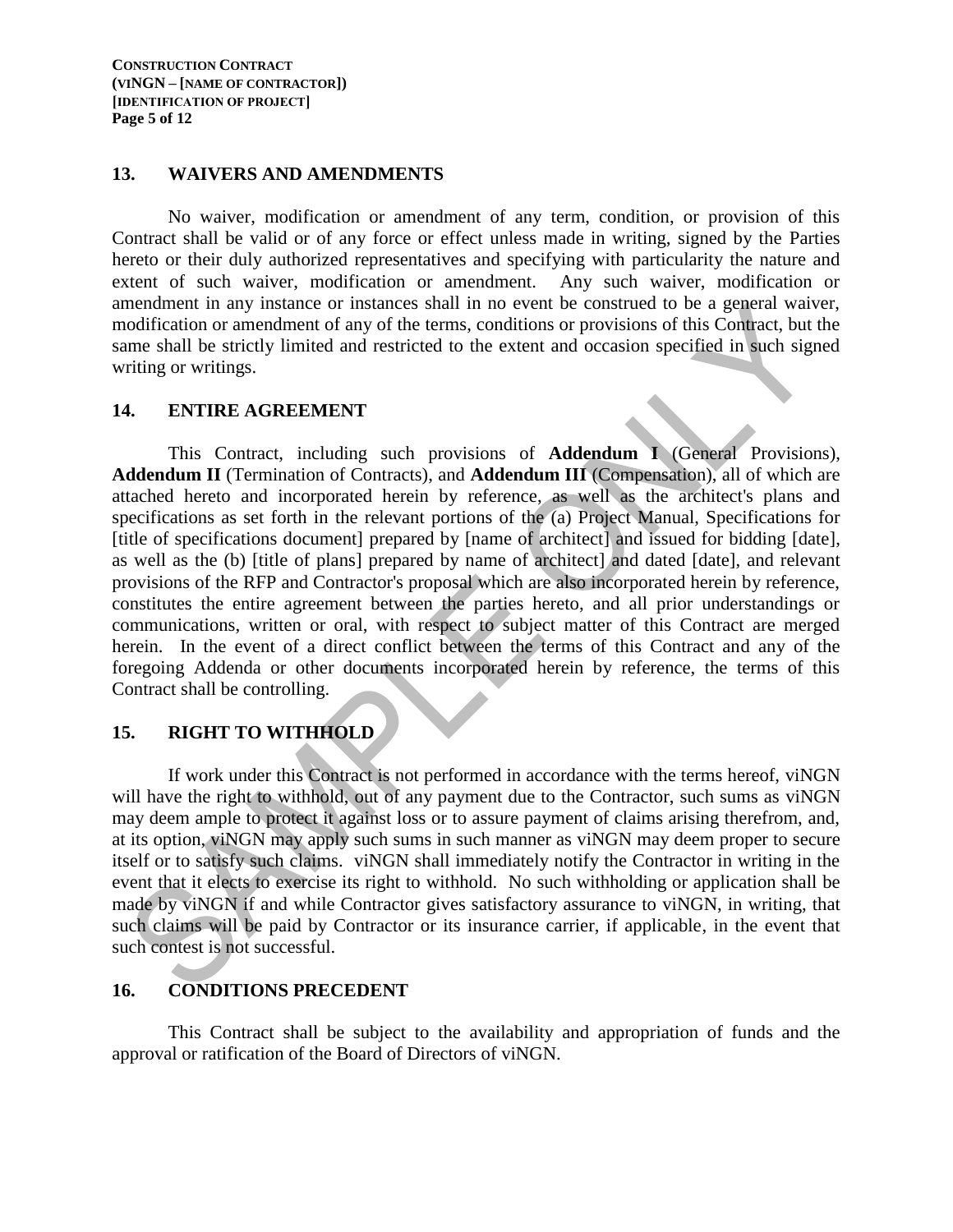## 13. WAIVERS AND AMENDMENTS

No waiver, modification or amendment of any term, condition, or provision of this Contract shall be valid or of any force or effect unless made in writing, signed by the Parties hereto or their duly authorized representatives and specifying with particularity the nature and extent of such waiver, modification or amendment. Any such waiver, modification or amendment in any instance or instances shall in no event be construed to be a general waiver, modification or amendment of any of the terms, conditions or provisions of this Contract, but the same shall be strictly limited and restricted to the extent and occasion specified in such signed writing or writings.

## 14. ENTIRE AGREEMENT

This Contract, including such provisions of **Addendum I** (General Provisions), **Addendum II** (Termination of Contracts), and **Addendum III** (Compensation), all of which are attached hereto and incorporated herein by reference, as well as the architect's plans and specifications as set forth in the relevant portions of the (a) Project Manual, Specifications for [title of specifications document] prepared by [name of architect] and issued for bidding [date], as well as the (b) [title of plans] prepared by name of architect] and dated [date], and relevant provisions of the RFP and Contractor's proposal which are also incorporated herein by reference, constitutes the entire agreement between the parties hereto, and all prior understandings or communications, written or oral, with respect to subject matter of this Contract are merged herein. In the event of a direct conflict between the terms of this Contract and any of the foregoing Addenda or other documents incorporated herein by reference, the terms of this Contract shall be controlling.

## 15. RIGHT TO WITHHOLD

If work under this Contract is not performed in accordance with the terms hereof, viNGN will have the right to withhold, out of any payment due to the Contractor, such sums as viNGN may deem ample to protect it against loss or to assure payment of claims arising therefrom, and, at its option, viNGN may apply such sums in such manner as viNGN may deem proper to secure itself or to satisfy such claims. viNGN shall immediately notify the Contractor in writing in the event that it elects to exercise its right to withhold. No such withholding or application shall be made by viNGN if and while Contractor gives satisfactory assurance to viNGN, in writing, that such claims will be paid by Contractor or its insurance carrier, if applicable, in the event that such contest is not successful.

## 16. CONDITIONS PRECEDENT

This Contract shall be subject to the availability and appropriation of funds and the approval or ratification of the Board of Directors of viNGN.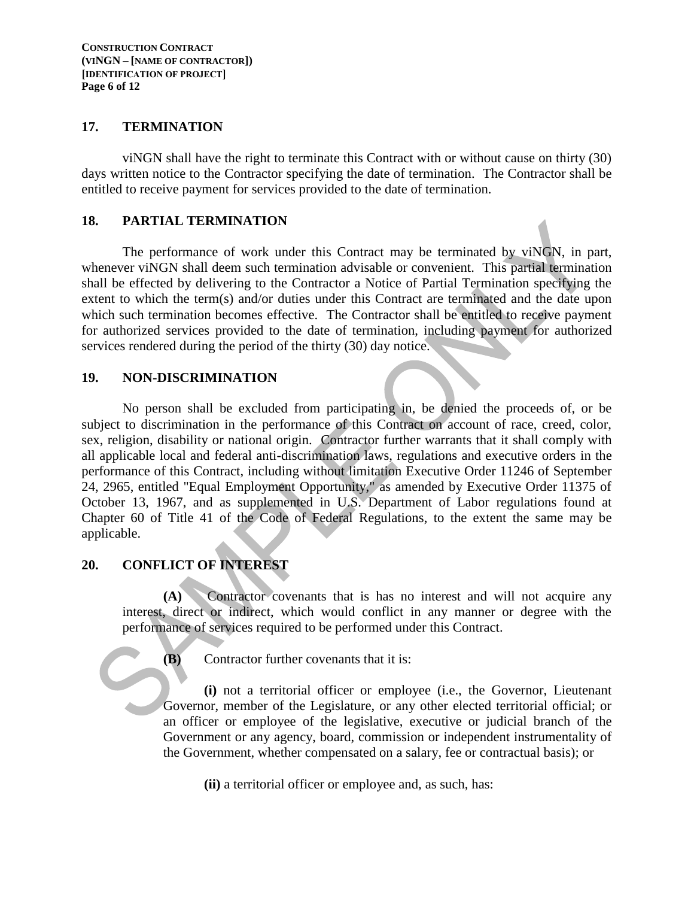## 17. TERMINATION

viNGN shall have the right to terminate this Contract with or without cause on thirty (30) days written notice to the Contractor specifying the date of termination. The Contractor shall be entitled to receive payment for services provided to the date of termination.

## 18. PARTIAL TERMINATION

The performance of work under this Contract may be terminated by viNGN, in part, whenever viNGN shall deem such termination advisable or convenient. This partial termination shall be effected by delivering to the Contractor a Notice of Partial Termination specifying the extent to which the term(s) and/or duties under this Contract are terminated and the date upon which such termination becomes effective. The Contractor shall be entitled to receive payment for authorized services provided to the date of termination, including payment for authorized services rendered during the period of the thirty (30) day notice.

## 19. NON-DISCRIMINATION

No person shall be excluded from participating in, be denied the proceeds of, or be subject to discrimination in the performance of this Contract on account of race, creed, color, sex, religion, disability or national origin. Contractor further warrants that it shall comply with all applicable local and federal anti-discrimination laws, regulations and executive orders in the performance of this Contract, including without limitation Executive Order 11246 of September 24, 2965, entitled "Equal Employment Opportunity," as amended by Executive Order 11375 of October 13, 1967, and as supplemented in U.S. Department of Labor regulations found at Chapter 60 of Title 41 of the Code of Federal Regulations, to the extent the same may be applicable.

## 20. CONFLICT OF INTEREST

**(A)** Contractor covenants that is has no interest and will not acquire any interest, direct or indirect, which would conflict in any manner or degree with the performance of services required to be performed under this Contract.

**(B)** Contractor further covenants that it is:

**(i)** not a territorial officer or employee (i.e., the Governor, Lieutenant Governor, member of the Legislature, or any other elected territorial official; or an officer or employee of the legislative, executive or judicial branch of the Government or any agency, board, commission or independent instrumentality of the Government, whether compensated on a salary, fee or contractual basis); or

**(ii)** a territorial officer or employee and, as such, has: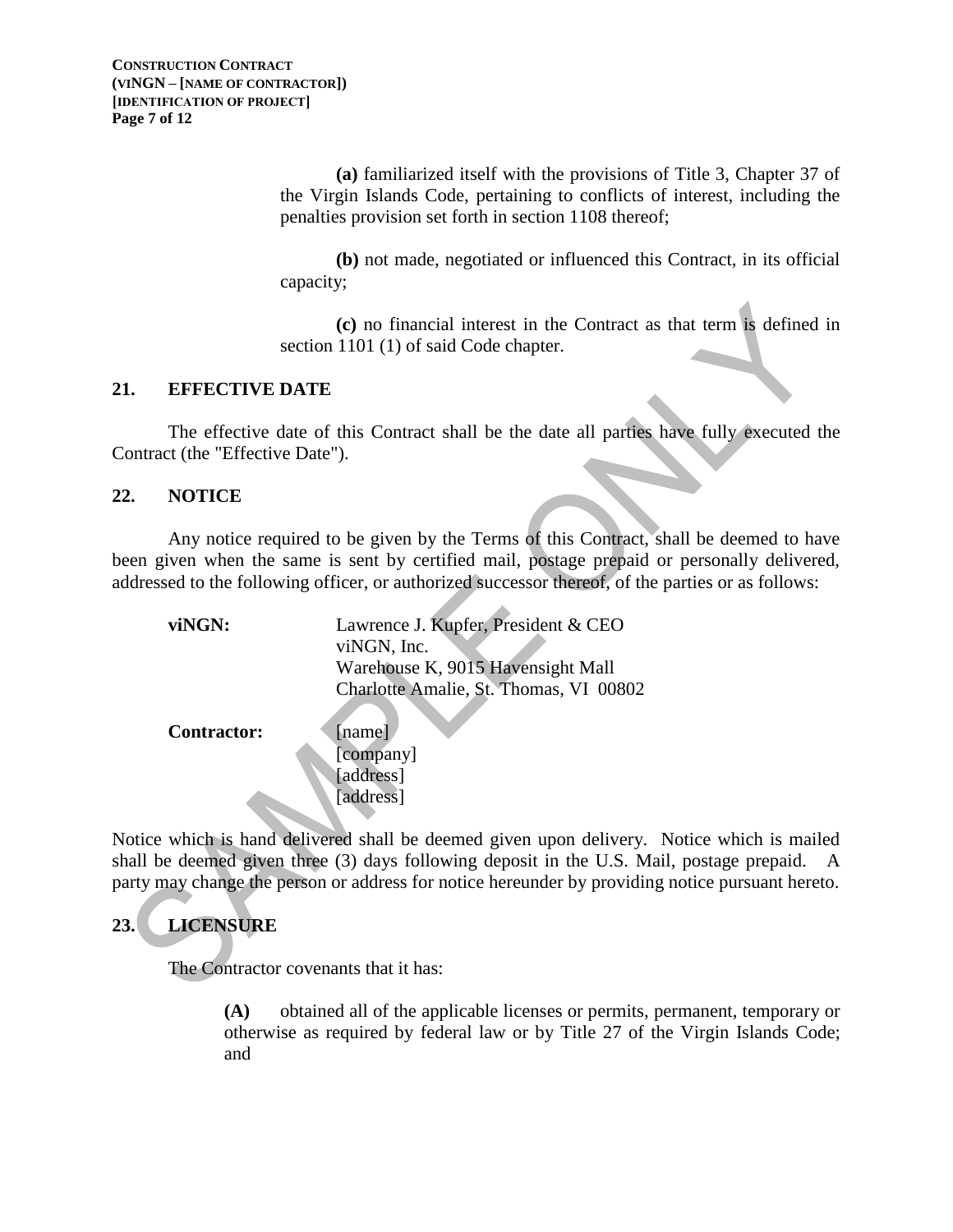**(a)** familiarized itself with the provisions of Title 3, Chapter 37 of the Virgin Islands Code, pertaining to conflicts of interest, including the penalties provision set forth in section 1108 thereof;

**(b)** not made, negotiated or influenced this Contract, in its official capacity;

**(c)** no financial interest in the Contract as that term is defined in section 1101 (1) of said Code chapter.

## 21. EFFECTIVE DATE

The effective date of this Contract shall be the date all parties have fully executed the Contract (the "Effective Date").

## 22. NOTICE

Any notice required to be given by the Terms of this Contract, shall be deemed to have been given when the same is sent by certified mail, postage prepaid or personally delivered, addressed to the following officer, or authorized successor thereof, of the parties or as follows:

**viNGN:**
Lawrence J. Kupfer, President & CEO
viNGN, Inc.
Warehouse K, 9015 Havensight Mall
Charlotte Amalie, St. Thomas, VI 00802

**Contractor:**
[name]
[company]
[address]
[address]

Notice which is hand delivered shall be deemed given upon delivery. Notice which is mailed shall be deemed given three (3) days following deposit in the U.S. Mail, postage prepaid. A party may change the person or address for notice hereunder by providing notice pursuant hereto.

## 23. LICENSURE

The Contractor covenants that it has:

**(A)** obtained all of the applicable licenses or permits, permanent, temporary or otherwise as required by federal law or by Title 27 of the Virgin Islands Code; and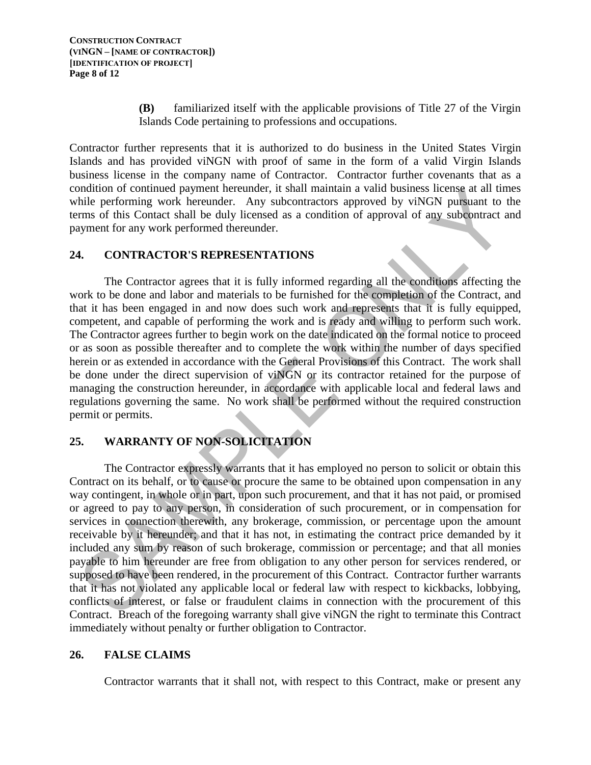**(B)** familiarized itself with the applicable provisions of Title 27 of the Virgin Islands Code pertaining to professions and occupations.

Contractor further represents that it is authorized to do business in the United States Virgin Islands and has provided viNGN with proof of same in the form of a valid Virgin Islands business license in the company name of Contractor. Contractor further covenants that as a condition of continued payment hereunder, it shall maintain a valid business license at all times while performing work hereunder. Any subcontractors approved by viNGN pursuant to the terms of this Contact shall be duly licensed as a condition of approval of any subcontract and payment for any work performed thereunder.

## 24. CONTRACTOR'S REPRESENTATIONS

The Contractor agrees that it is fully informed regarding all the conditions affecting the work to be done and labor and materials to be furnished for the completion of the Contract, and that it has been engaged in and now does such work and represents that it is fully equipped, competent, and capable of performing the work and is ready and willing to perform such work. The Contractor agrees further to begin work on the date indicated on the formal notice to proceed or as soon as possible thereafter and to complete the work within the number of days specified herein or as extended in accordance with the General Provisions of this Contract. The work shall be done under the direct supervision of viNGN or its contractor retained for the purpose of managing the construction hereunder, in accordance with applicable local and federal laws and regulations governing the same. No work shall be performed without the required construction permit or permits.

## 25. WARRANTY OF NON-SOLICITATION

The Contractor expressly warrants that it has employed no person to solicit or obtain this Contract on its behalf, or to cause or procure the same to be obtained upon compensation in any way contingent, in whole or in part, upon such procurement, and that it has not paid, or promised or agreed to pay to any person, in consideration of such procurement, or in compensation for services in connection therewith, any brokerage, commission, or percentage upon the amount receivable by it hereunder; and that it has not, in estimating the contract price demanded by it included any sum by reason of such brokerage, commission or percentage; and that all monies payable to him hereunder are free from obligation to any other person for services rendered, or supposed to have been rendered, in the procurement of this Contract. Contractor further warrants that it has not violated any applicable local or federal law with respect to kickbacks, lobbying, conflicts of interest, or false or fraudulent claims in connection with the procurement of this Contract. Breach of the foregoing warranty shall give viNGN the right to terminate this Contract immediately without penalty or further obligation to Contractor.

## 26. FALSE CLAIMS

Contractor warrants that it shall not, with respect to this Contract, make or present any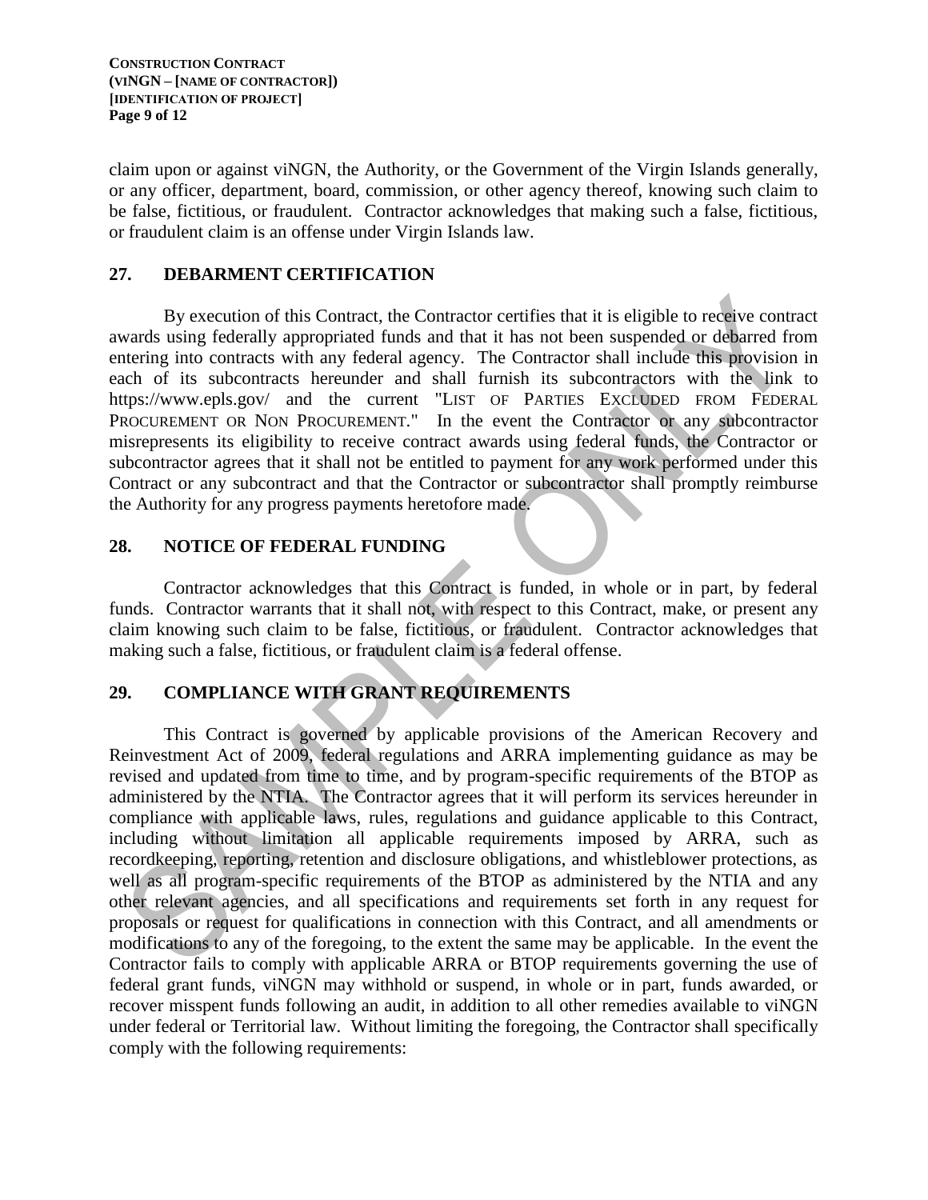claim upon or against viNGN, the Authority, or the Government of the Virgin Islands generally, or any officer, department, board, commission, or other agency thereof, knowing such claim to be false, fictitious, or fraudulent. Contractor acknowledges that making such a false, fictitious, or fraudulent claim is an offense under Virgin Islands law.

## 27. DEBARMENT CERTIFICATION

By execution of this Contract, the Contractor certifies that it is eligible to receive contract awards using federally appropriated funds and that it has not been suspended or debarred from entering into contracts with any federal agency. The Contractor shall include this provision in each of its subcontracts hereunder and shall furnish its subcontractors with the link to https://www.epls.gov/ and the current "LIST OF PARTIES EXCLUDED FROM FEDERAL PROCUREMENT OR NON PROCUREMENT." In the event the Contractor or any subcontractor misrepresents its eligibility to receive contract awards using federal funds, the Contractor or subcontractor agrees that it shall not be entitled to payment for any work performed under this Contract or any subcontract and that the Contractor or subcontractor shall promptly reimburse the Authority for any progress payments heretofore made.

## 28. NOTICE OF FEDERAL FUNDING

Contractor acknowledges that this Contract is funded, in whole or in part, by federal funds. Contractor warrants that it shall not, with respect to this Contract, make, or present any claim knowing such claim to be false, fictitious, or fraudulent. Contractor acknowledges that making such a false, fictitious, or fraudulent claim is a federal offense.

## 29. COMPLIANCE WITH GRANT REQUIREMENTS

This Contract is governed by applicable provisions of the American Recovery and Reinvestment Act of 2009, federal regulations and ARRA implementing guidance as may be revised and updated from time to time, and by program-specific requirements of the BTOP as administered by the NTIA. The Contractor agrees that it will perform its services hereunder in compliance with applicable laws, rules, regulations and guidance applicable to this Contract, including without limitation all applicable requirements imposed by ARRA, such as recordkeeping, reporting, retention and disclosure obligations, and whistleblower protections, as well as all program-specific requirements of the BTOP as administered by the NTIA and any other relevant agencies, and all specifications and requirements set forth in any request for proposals or request for qualifications in connection with this Contract, and all amendments or modifications to any of the foregoing, to the extent the same may be applicable. In the event the Contractor fails to comply with applicable ARRA or BTOP requirements governing the use of federal grant funds, viNGN may withhold or suspend, in whole or in part, funds awarded, or recover misspent funds following an audit, in addition to all other remedies available to viNGN under federal or Territorial law. Without limiting the foregoing, the Contractor shall specifically comply with the following requirements: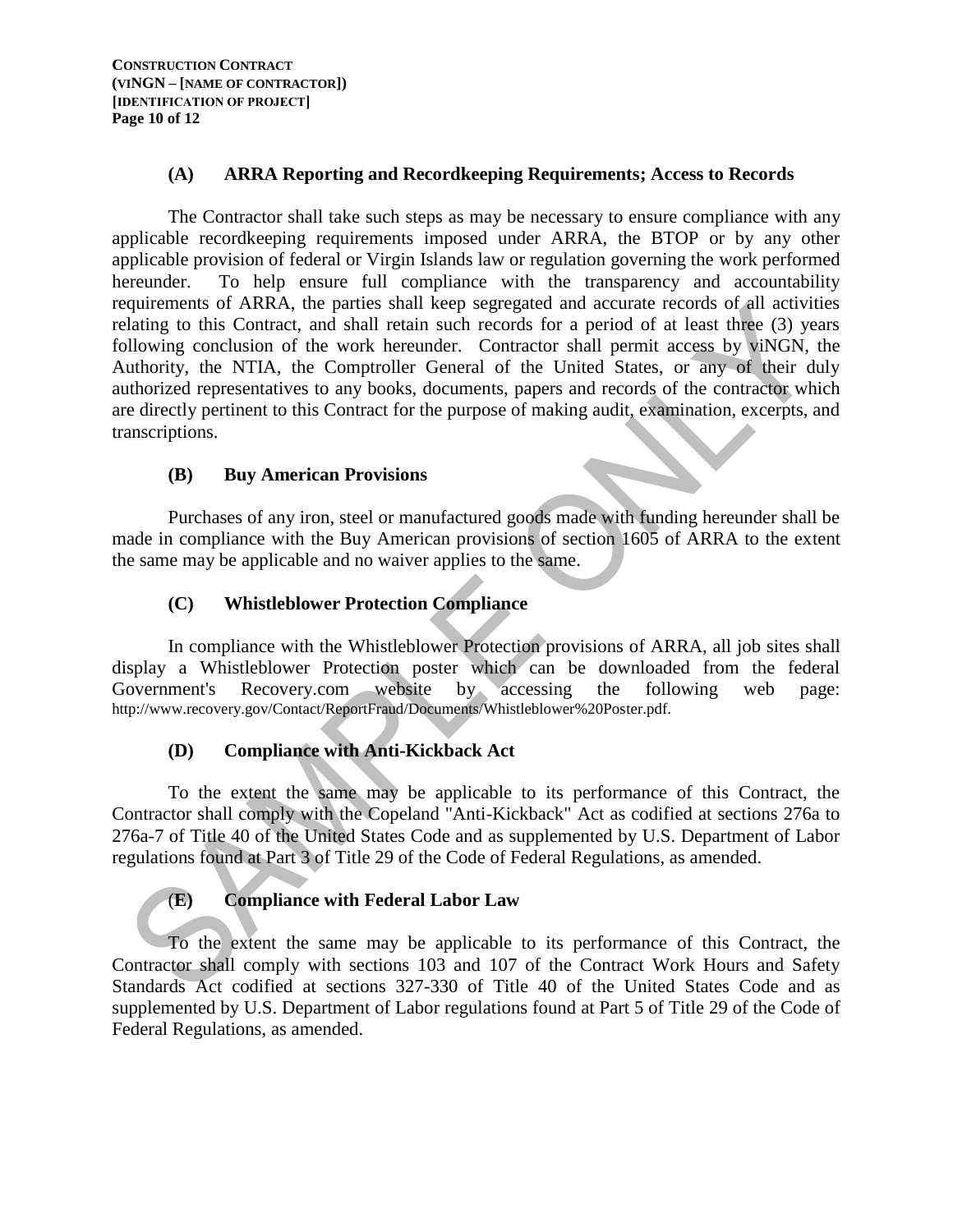### (A) ARRA Reporting and Recordkeeping Requirements; Access to Records

The Contractor shall take such steps as may be necessary to ensure compliance with any applicable recordkeeping requirements imposed under ARRA, the BTOP or by any other applicable provision of federal or Virgin Islands law or regulation governing the work performed hereunder. To help ensure full compliance with the transparency and accountability requirements of ARRA, the parties shall keep segregated and accurate records of all activities relating to this Contract, and shall retain such records for a period of at least three (3) years following conclusion of the work hereunder. Contractor shall permit access by viNGN, the Authority, the NTIA, the Comptroller General of the United States, or any of their duly authorized representatives to any books, documents, papers and records of the contractor which are directly pertinent to this Contract for the purpose of making audit, examination, excerpts, and transcriptions.

### (B) Buy American Provisions

Purchases of any iron, steel or manufactured goods made with funding hereunder shall be made in compliance with the Buy American provisions of section 1605 of ARRA to the extent the same may be applicable and no waiver applies to the same.

### (C) Whistleblower Protection Compliance

In compliance with the Whistleblower Protection provisions of ARRA, all job sites shall display a Whistleblower Protection poster which can be downloaded from the federal Government's Recovery.com website by accessing the following web page: http://www.recovery.gov/Contact/ReportFraud/Documents/Whistleblower%20Poster.pdf.

### (D) Compliance with Anti-Kickback Act

To the extent the same may be applicable to its performance of this Contract, the Contractor shall comply with the Copeland "Anti-Kickback" Act as codified at sections 276a to 276a-7 of Title 40 of the United States Code and as supplemented by U.S. Department of Labor regulations found at Part 3 of Title 29 of the Code of Federal Regulations, as amended.

### (E) Compliance with Federal Labor Law

To the extent the same may be applicable to its performance of this Contract, the Contractor shall comply with sections 103 and 107 of the Contract Work Hours and Safety Standards Act codified at sections 327-330 of Title 40 of the United States Code and as supplemented by U.S. Department of Labor regulations found at Part 5 of Title 29 of the Code of Federal Regulations, as amended.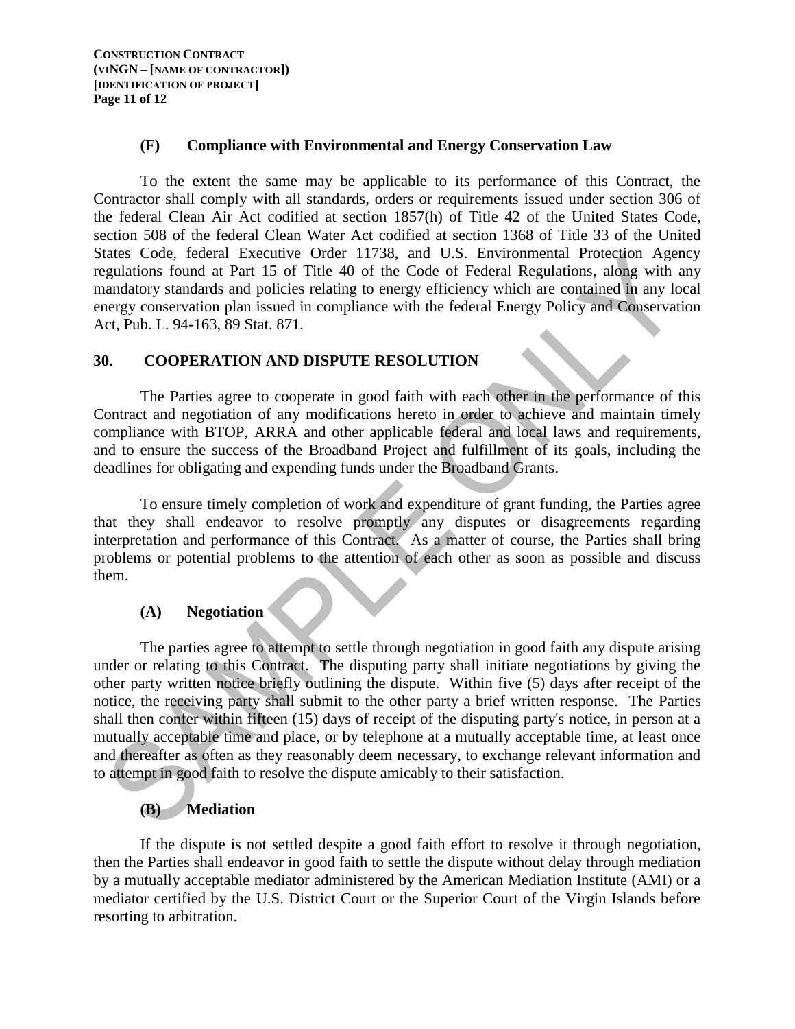### (F) Compliance with Environmental and Energy Conservation Law

To the extent the same may be applicable to its performance of this Contract, the Contractor shall comply with all standards, orders or requirements issued under section 306 of the federal Clean Air Act codified at section 1857(h) of Title 42 of the United States Code, section 508 of the federal Clean Water Act codified at section 1368 of Title 33 of the United States Code, federal Executive Order 11738, and U.S. Environmental Protection Agency regulations found at Part 15 of Title 40 of the Code of Federal Regulations, along with any mandatory standards and policies relating to energy efficiency which are contained in any local energy conservation plan issued in compliance with the federal Energy Policy and Conservation Act, Pub. L. 94-163, 89 Stat. 871.

## 30. COOPERATION AND DISPUTE RESOLUTION

The Parties agree to cooperate in good faith with each other in the performance of this Contract and negotiation of any modifications hereto in order to achieve and maintain timely compliance with BTOP, ARRA and other applicable federal and local laws and requirements, and to ensure the success of the Broadband Project and fulfillment of its goals, including the deadlines for obligating and expending funds under the Broadband Grants.

To ensure timely completion of work and expenditure of grant funding, the Parties agree that they shall endeavor to resolve promptly any disputes or disagreements regarding interpretation and performance of this Contract. As a matter of course, the Parties shall bring problems or potential problems to the attention of each other as soon as possible and discuss them.

### (A) Negotiation

The parties agree to attempt to settle through negotiation in good faith any dispute arising under or relating to this Contract. The disputing party shall initiate negotiations by giving the other party written notice briefly outlining the dispute. Within five (5) days after receipt of the notice, the receiving party shall submit to the other party a brief written response. The Parties shall then confer within fifteen (15) days of receipt of the disputing party's notice, in person at a mutually acceptable time and place, or by telephone at a mutually acceptable time, at least once and thereafter as often as they reasonably deem necessary, to exchange relevant information and to attempt in good faith to resolve the dispute amicably to their satisfaction.

### (B) Mediation

If the dispute is not settled despite a good faith effort to resolve it through negotiation, then the Parties shall endeavor in good faith to settle the dispute without delay through mediation by a mutually acceptable mediator administered by the American Mediation Institute (AMI) or a mediator certified by the U.S. District Court or the Superior Court of the Virgin Islands before resorting to arbitration.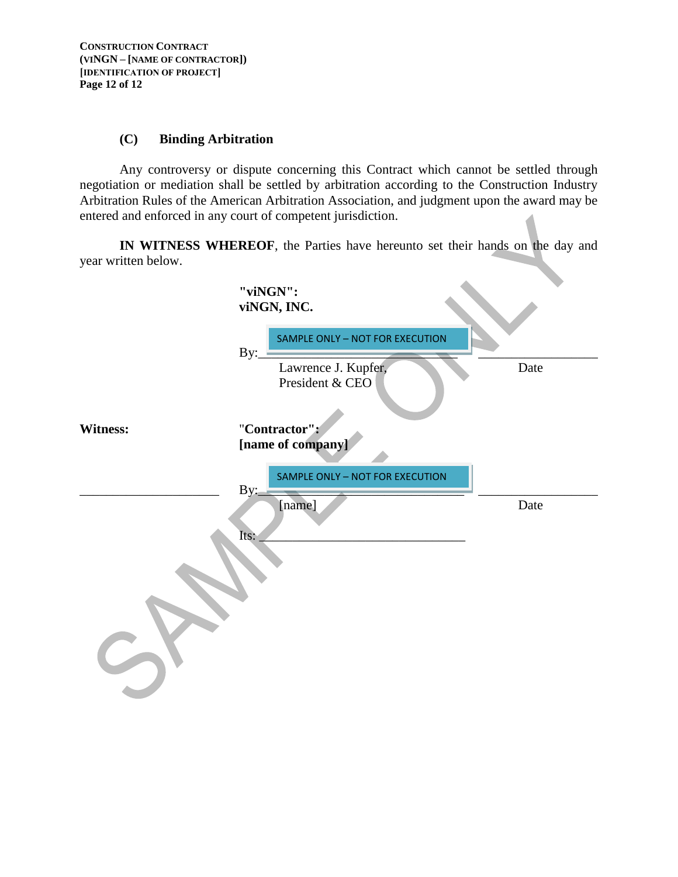### (C) Binding Arbitration

Any controversy or dispute concerning this Contract which cannot be settled through negotiation or mediation shall be settled by arbitration according to the Construction Industry Arbitration Rules of the American Arbitration Association, and judgment upon the award may be entered and enforced in any court of competent jurisdiction.

**IN WITNESS WHEREOF**, the Parties have hereunto set their hands on the day and year written below.

**"viNGN":**
**viNGN, INC.**

SAMPLE ONLY – NOT FOR EXECUTION

By:______________________________ ________________
Lawrence J. Kupfer, President & CEO — Date

**Witness:**

"**Contractor":**
**[name of company]**

SAMPLE ONLY – NOT FOR EXECUTION

____________________ By:______________________________ ________________
[name] — Date

Its: ______________________________

SAMPLE ONLY